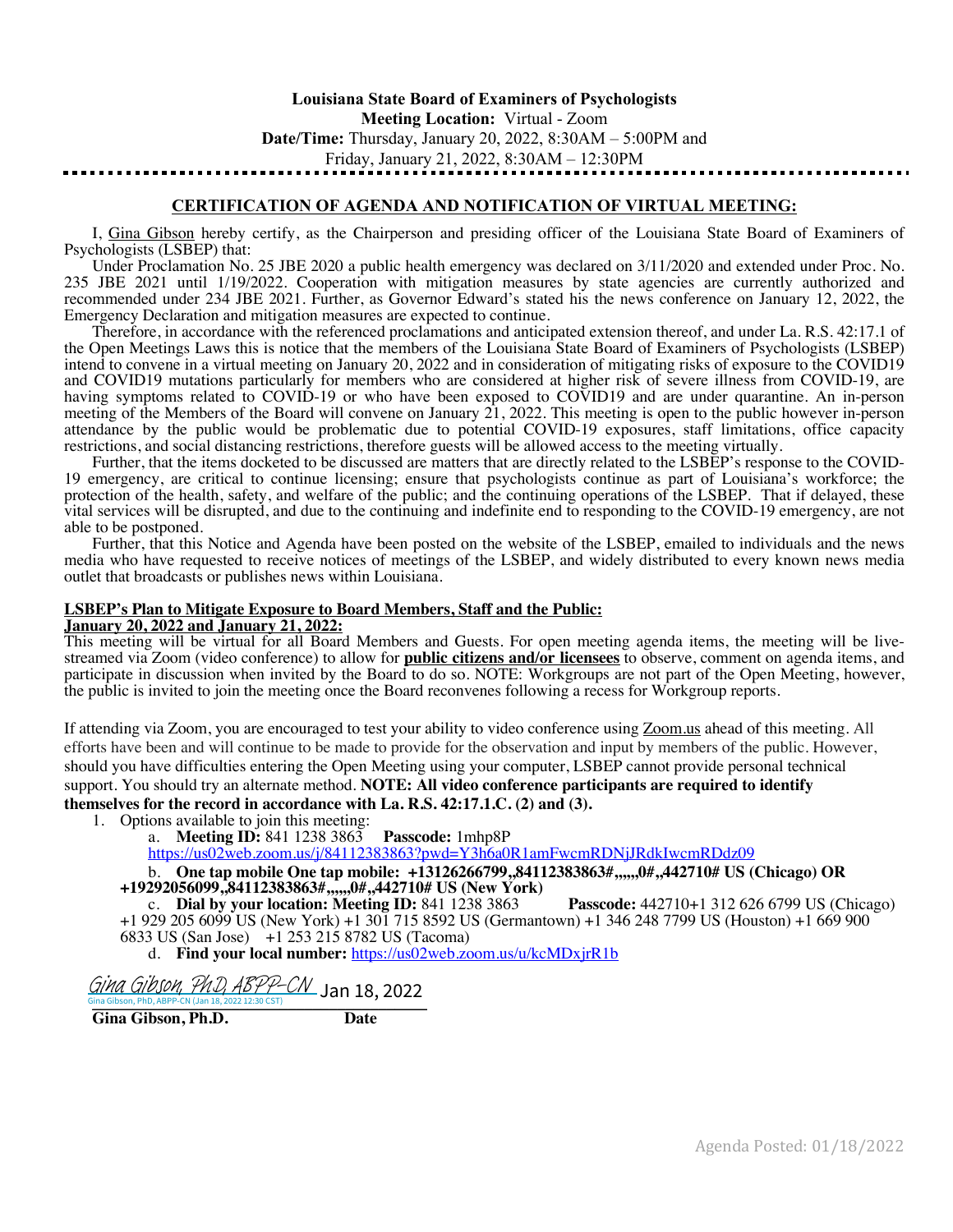**Louisiana State Board of Examiners of Psychologists**
**Meeting Location:** Virtual - Zoom
**Date/Time:** Thursday, January 20, 2022, 8:30AM – 5:00PM and
Friday, January 21, 2022, 8:30AM – 12:30PM

---

## CERTIFICATION OF AGENDA AND NOTIFICATION OF VIRTUAL MEETING:

I, Gina Gibson hereby certify, as the Chairperson and presiding officer of the Louisiana State Board of Examiners of Psychologists (LSBEP) that:

Under Proclamation No. 25 JBE 2020 a public health emergency was declared on 3/11/2020 and extended under Proc. No. 235 JBE 2021 until 1/19/2022. Cooperation with mitigation measures by state agencies are currently authorized and recommended under 234 JBE 2021. Further, as Governor Edward's stated his the news conference on January 12, 2022, the Emergency Declaration and mitigation measures are expected to continue.

Therefore, in accordance with the referenced proclamations and anticipated extension thereof, and under La. R.S. 42:17.1 of the Open Meetings Laws this is notice that the members of the Louisiana State Board of Examiners of Psychologists (LSBEP) intend to convene in a virtual meeting on January 20, 2022 and in consideration of mitigating risks of exposure to the COVID19 and COVID19 mutations particularly for members who are considered at higher risk of severe illness from COVID-19, are having symptoms related to COVID-19 or who have been exposed to COVID19 and are under quarantine. An in-person meeting of the Members of the Board will convene on January 21, 2022. This meeting is open to the public however in-person attendance by the public would be problematic due to potential COVID-19 exposures, staff limitations, office capacity restrictions, and social distancing restrictions, therefore guests will be allowed access to the meeting virtually.

Further, that the items docketed to be discussed are matters that are directly related to the LSBEP's response to the COVID-19 emergency, are critical to continue licensing; ensure that psychologists continue as part of Louisiana's workforce; the protection of the health, safety, and welfare of the public; and the continuing operations of the LSBEP. That if delayed, these vital services will be disrupted, and due to the continuing and indefinite end to responding to the COVID-19 emergency, are not able to be postponed.

Further, that this Notice and Agenda have been posted on the website of the LSBEP, emailed to individuals and the news media who have requested to receive notices of meetings of the LSBEP, and widely distributed to every known news media outlet that broadcasts or publishes news within Louisiana.

**LSBEP's Plan to Mitigate Exposure to Board Members, Staff and the Public:**
**January 20, 2022 and January 21, 2022:**

This meeting will be virtual for all Board Members and Guests. For open meeting agenda items, the meeting will be live-streamed via Zoom (video conference) to allow for **public citizens and/or licensees** to observe, comment on agenda items, and participate in discussion when invited by the Board to do so. NOTE: Workgroups are not part of the Open Meeting, however, the public is invited to join the meeting once the Board reconvenes following a recess for Workgroup reports.

If attending via Zoom, you are encouraged to test your ability to video conference using Zoom.us ahead of this meeting. All efforts have been and will continue to be made to provide for the observation and input by members of the public. However, should you have difficulties entering the Open Meeting using your computer, LSBEP cannot provide personal technical support. You should try an alternate method. **NOTE: All video conference participants are required to identify themselves for the record in accordance with La. R.S. 42:17.1.C. (2) and (3).**

1. Options available to join this meeting:
   a. **Meeting ID:** 841 1238 3863 **Passcode:** 1mhp8P
   https://us02web.zoom.us/j/84112383863?pwd=Y3h6a0R1amFwcmRDNjJRdkIwcmRDdz09
   b. **One tap mobile One tap mobile: +13126266799,,84112383863#,,,,,,0#,,442710# US (Chicago) OR +19292056099,,84112383863#,,,,,,0#,,442710# US (New York)**
   c. **Dial by your location: Meeting ID:** 841 1238 3863 **Passcode:** 442710+1 312 626 6799 US (Chicago) +1 929 205 6099 US (New York) +1 301 715 8592 US (Germantown) +1 346 248 7799 US (Houston) +1 669 900 6833 US (San Jose) +1 253 215 8782 US (Tacoma)
   d. **Find your local number:** https://us02web.zoom.us/u/kcMDxjrR1b

*Gina Gibson, PhD, ABPP-CN* Jan 18, 2022
Gina Gibson, PhD, ABPP-CN (Jan 18, 2022 12:30 CST)

**Gina Gibson, Ph.D.** **Date**

Agenda Posted: 01/18/2022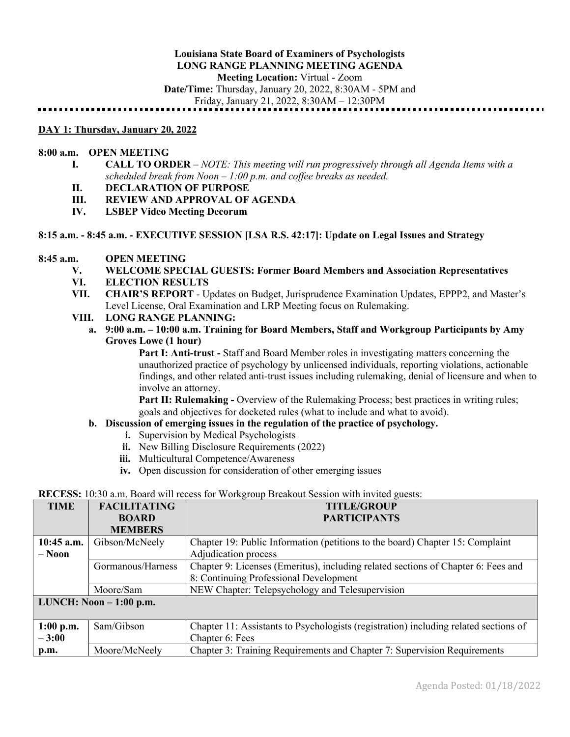**Louisiana State Board of Examiners of Psychologists**
**LONG RANGE PLANNING MEETING AGENDA**
**Meeting Location:** Virtual - Zoom
**Date/Time:** Thursday, January 20, 2022, 8:30AM - 5PM and
Friday, January 21, 2022, 8:30AM – 12:30PM

---

**DAY 1: Thursday, January 20, 2022**

**8:00 a.m. OPEN MEETING**

- **I. CALL TO ORDER** – *NOTE: This meeting will run progressively through all Agenda Items with a scheduled break from Noon – 1:00 p.m. and coffee breaks as needed.*
- **II. DECLARATION OF PURPOSE**
- **III. REVIEW AND APPROVAL OF AGENDA**
- **IV. LSBEP Video Meeting Decorum**

**8:15 a.m. - 8:45 a.m. - EXECUTIVE SESSION [LSA R.S. 42:17]: Update on Legal Issues and Strategy**

**8:45 a.m. OPEN MEETING**

- **V. WELCOME SPECIAL GUESTS: Former Board Members and Association Representatives**
- **VI. ELECTION RESULTS**
- **VII. CHAIR'S REPORT** - Updates on Budget, Jurisprudence Examination Updates, EPPP2, and Master's Level License, Oral Examination and LRP Meeting focus on Rulemaking.
- **VIII. LONG RANGE PLANNING:**
  - **a. 9:00 a.m. – 10:00 a.m. Training for Board Members, Staff and Workgroup Participants by Amy Groves Lowe (1 hour)**

    **Part I: Anti-trust -** Staff and Board Member roles in investigating matters concerning the unauthorized practice of psychology by unlicensed individuals, reporting violations, actionable findings, and other related anti-trust issues including rulemaking, denial of licensure and when to involve an attorney.

    **Part II: Rulemaking -** Overview of the Rulemaking Process; best practices in writing rules; goals and objectives for docketed rules (what to include and what to avoid).
  - **b. Discussion of emerging issues in the regulation of the practice of psychology.**
    - **i.** Supervision by Medical Psychologists
    - **ii.** New Billing Disclosure Requirements (2022)
    - **iii.** Multicultural Competence/Awareness
    - **iv.** Open discussion for consideration of other emerging issues

**RECESS:** 10:30 a.m. Board will recess for Workgroup Breakout Session with invited guests:

| TIME | FACILITATING BOARD MEMBERS | TITLE/GROUP PARTICIPANTS |
|---|---|---|
| **10:45 a.m. – Noon** | Gibson/McNeely | Chapter 19: Public Information (petitions to the board) Chapter 15: Complaint Adjudication process |
| | Gormanous/Harness | Chapter 9: Licenses (Emeritus), including related sections of Chapter 6: Fees and 8: Continuing Professional Development |
| | Moore/Sam | NEW Chapter: Telepsychology and Telesupervision |
| **LUNCH: Noon – 1:00 p.m.** | | |
| **1:00 p.m. – 3:00 p.m.** | Sam/Gibson | Chapter 11: Assistants to Psychologists (registration) including related sections of Chapter 6: Fees |
| | Moore/McNeely | Chapter 3: Training Requirements and Chapter 7: Supervision Requirements |

Agenda Posted: 01/18/2022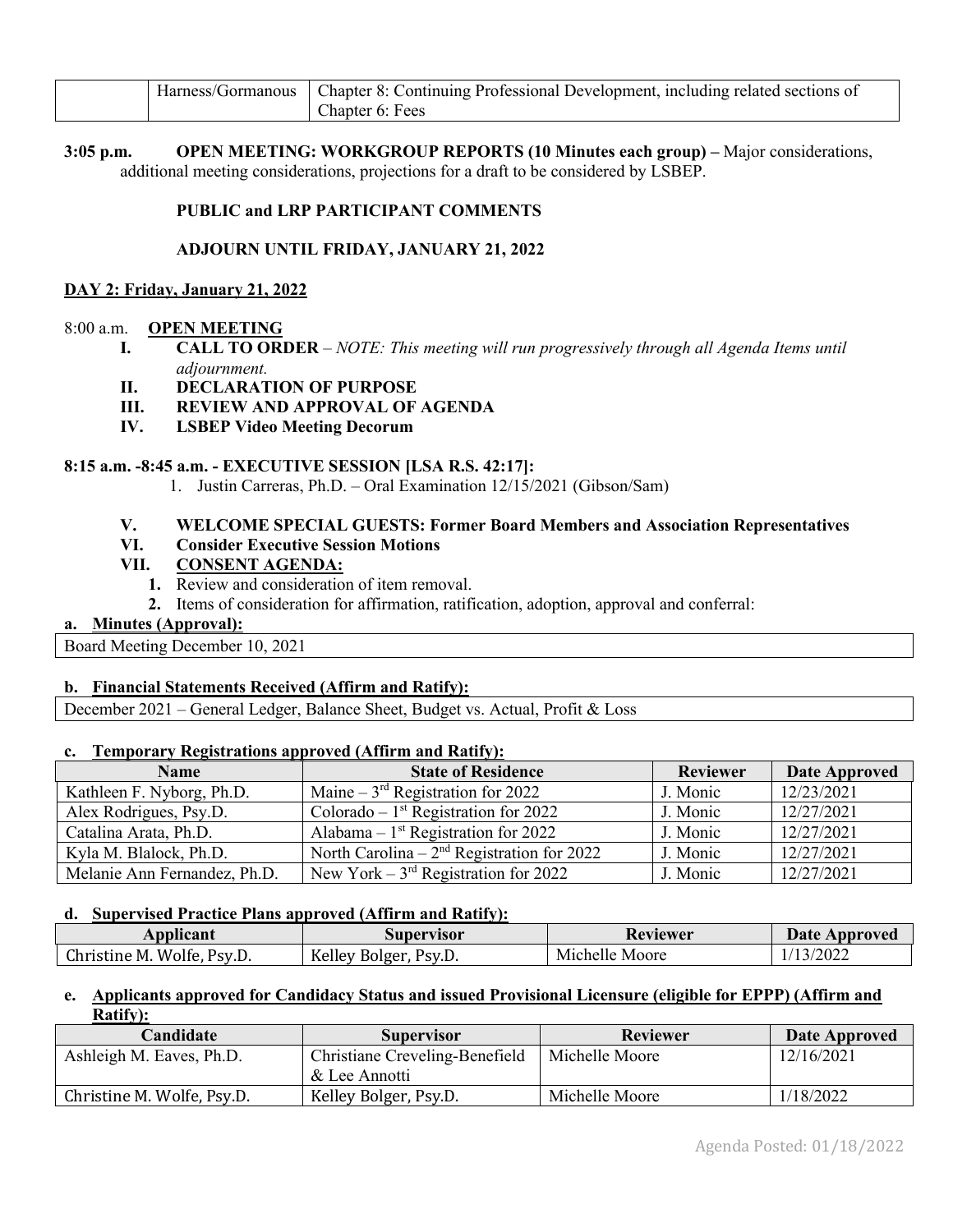| | Harness/Gormanous | Chapter 8: Continuing Professional Development, including related sections of Chapter 6: Fees |
|---|---|---|

**3:05 p.m.** **OPEN MEETING: WORKGROUP REPORTS (10 Minutes each group) –** Major considerations, additional meeting considerations, projections for a draft to be considered by LSBEP.

**PUBLIC and LRP PARTICIPANT COMMENTS**

**ADJOURN UNTIL FRIDAY, JANUARY 21, 2022**

**DAY 2: Friday, January 21, 2022**

8:00 a.m. **OPEN MEETING**

- **I. CALL TO ORDER** – *NOTE: This meeting will run progressively through all Agenda Items until adjournment.*
- **II. DECLARATION OF PURPOSE**
- **III. REVIEW AND APPROVAL OF AGENDA**
- **IV. LSBEP Video Meeting Decorum**

**8:15 a.m. -8:45 a.m. - EXECUTIVE SESSION [LSA R.S. 42:17]:**

1. Justin Carreras, Ph.D. – Oral Examination 12/15/2021 (Gibson/Sam)

- **V. WELCOME SPECIAL GUESTS: Former Board Members and Association Representatives**
- **VI. Consider Executive Session Motions**
- **VII. CONSENT AGENDA:**
  1. Review and consideration of item removal.
  2. Items of consideration for affirmation, ratification, adoption, approval and conferral:

**a. Minutes (Approval):**

| Board Meeting December 10, 2021 |
|---|

**b. Financial Statements Received (Affirm and Ratify):**

| December 2021 – General Ledger, Balance Sheet, Budget vs. Actual, Profit & Loss |
|---|

**c. Temporary Registrations approved (Affirm and Ratify):**

| Name | State of Residence | Reviewer | Date Approved |
|---|---|---|---|
| Kathleen F. Nyborg, Ph.D. | Maine – 3rd Registration for 2022 | J. Monic | 12/23/2021 |
| Alex Rodrigues, Psy.D. | Colorado – 1st Registration for 2022 | J. Monic | 12/27/2021 |
| Catalina Arata, Ph.D. | Alabama – 1st Registration for 2022 | J. Monic | 12/27/2021 |
| Kyla M. Blalock, Ph.D. | North Carolina – 2nd Registration for 2022 | J. Monic | 12/27/2021 |
| Melanie Ann Fernandez, Ph.D. | New York – 3rd Registration for 2022 | J. Monic | 12/27/2021 |

**d. Supervised Practice Plans approved (Affirm and Ratify):**

| Applicant | Supervisor | Reviewer | Date Approved |
|---|---|---|---|
| Christine M. Wolfe, Psy.D. | Kelley Bolger, Psy.D. | Michelle Moore | 1/13/2022 |

**e. Applicants approved for Candidacy Status and issued Provisional Licensure (eligible for EPPP) (Affirm and Ratify):**

| Candidate | Supervisor | Reviewer | Date Approved |
|---|---|---|---|
| Ashleigh M. Eaves, Ph.D. | Christiane Creveling-Benefield & Lee Annotti | Michelle Moore | 12/16/2021 |
| Christine M. Wolfe, Psy.D. | Kelley Bolger, Psy.D. | Michelle Moore | 1/18/2022 |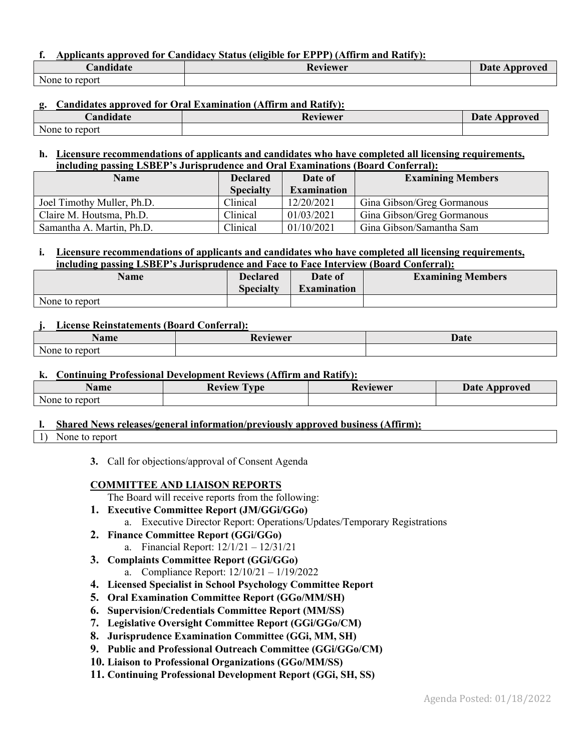**f. Applicants approved for Candidacy Status (eligible for EPPP) (Affirm and Ratify):**

| Candidate | Reviewer | Date Approved |
|---|---|---|
| None to report | | |

**g. Candidates approved for Oral Examination (Affirm and Ratify):**

| Candidate | Reviewer | Date Approved |
|---|---|---|
| None to report | | |

**h. Licensure recommendations of applicants and candidates who have completed all licensing requirements, including passing LSBEP's Jurisprudence and Oral Examinations (Board Conferral):**

| Name | Declared Specialty | Date of Examination | Examining Members |
|---|---|---|---|
| Joel Timothy Muller, Ph.D. | Clinical | 12/20/2021 | Gina Gibson/Greg Gormanous |
| Claire M. Houtsma, Ph.D. | Clinical | 01/03/2021 | Gina Gibson/Greg Gormanous |
| Samantha A. Martin, Ph.D. | Clinical | 01/10/2021 | Gina Gibson/Samantha Sam |

**i. Licensure recommendations of applicants and candidates who have completed all licensing requirements, including passing LSBEP's Jurisprudence and Face to Face Interview (Board Conferral):**

| Name | Declared Specialty | Date of Examination | Examining Members |
|---|---|---|---|
| None to report | | | |

**j. License Reinstatements (Board Conferral):**

| Name | Reviewer | Date |
|---|---|---|
| None to report | | |

**k. Continuing Professional Development Reviews (Affirm and Ratify):**

| Name | Review Type | Reviewer | Date Approved |
|---|---|---|---|
| None to report | | | |

**l. Shared News releases/general information/previously approved business (Affirm):**

| 1) None to report |
|---|

**3.** Call for objections/approval of Consent Agenda

**COMMITTEE AND LIAISON REPORTS**

The Board will receive reports from the following:

1. **Executive Committee Report (JM/GGi/GGo)**
   a. Executive Director Report: Operations/Updates/Temporary Registrations
2. **Finance Committee Report (GGi/GGo)**
   a. Financial Report: 12/1/21 – 12/31/21
3. **Complaints Committee Report (GGi/GGo)**
   a. Compliance Report: 12/10/21 – 1/19/2022
4. **Licensed Specialist in School Psychology Committee Report**
5. **Oral Examination Committee Report (GGo/MM/SH)**
6. **Supervision/Credentials Committee Report (MM/SS)**
7. **Legislative Oversight Committee Report (GGi/GGo/CM)**
8. **Jurisprudence Examination Committee (GGi, MM, SH)**
9. **Public and Professional Outreach Committee (GGi/GGo/CM)**
10. **Liaison to Professional Organizations (GGo/MM/SS)**
11. **Continuing Professional Development Report (GGi, SH, SS)**

Agenda Posted: 01/18/2022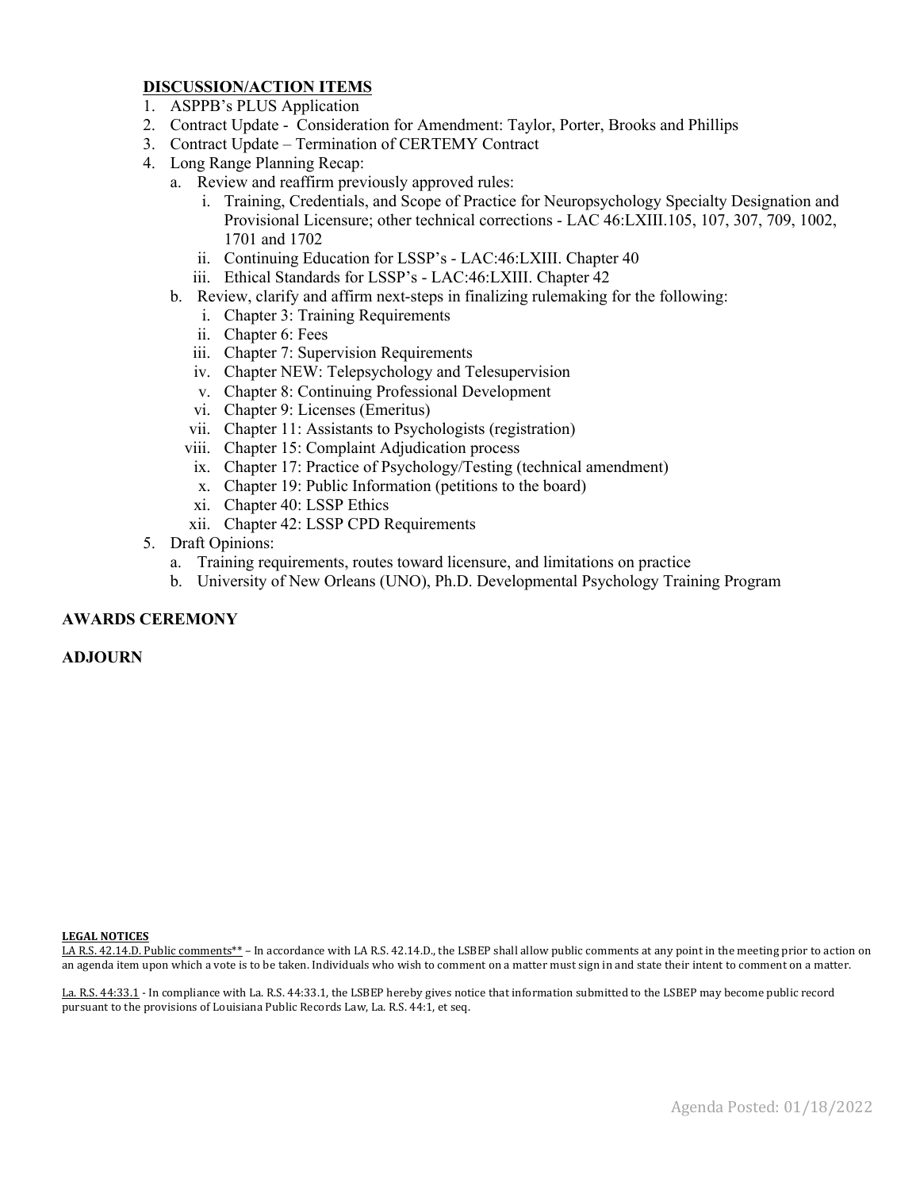**DISCUSSION/ACTION ITEMS**

1. ASPPB's PLUS Application
2. Contract Update - Consideration for Amendment: Taylor, Porter, Brooks and Phillips
3. Contract Update – Termination of CERTEMY Contract
4. Long Range Planning Recap:
   a. Review and reaffirm previously approved rules:
      i. Training, Credentials, and Scope of Practice for Neuropsychology Specialty Designation and Provisional Licensure; other technical corrections - LAC 46:LXIII.105, 107, 307, 709, 1002, 1701 and 1702
      ii. Continuing Education for LSSP's - LAC:46:LXIII. Chapter 40
      iii. Ethical Standards for LSSP's - LAC:46:LXIII. Chapter 42
   b. Review, clarify and affirm next-steps in finalizing rulemaking for the following:
      i. Chapter 3: Training Requirements
      ii. Chapter 6: Fees
      iii. Chapter 7: Supervision Requirements
      iv. Chapter NEW: Telepsychology and Telesupervision
      v. Chapter 8: Continuing Professional Development
      vi. Chapter 9: Licenses (Emeritus)
      vii. Chapter 11: Assistants to Psychologists (registration)
      viii. Chapter 15: Complaint Adjudication process
      ix. Chapter 17: Practice of Psychology/Testing (technical amendment)
      x. Chapter 19: Public Information (petitions to the board)
      xi. Chapter 40: LSSP Ethics
      xii. Chapter 42: LSSP CPD Requirements
5. Draft Opinions:
   a. Training requirements, routes toward licensure, and limitations on practice
   b. University of New Orleans (UNO), Ph.D. Developmental Psychology Training Program

**AWARDS CEREMONY**

**ADJOURN**

**LEGAL NOTICES**

LA R.S. 42.14.D. Public comments** – In accordance with LA R.S. 42.14.D., the LSBEP shall allow public comments at any point in the meeting prior to action on an agenda item upon which a vote is to be taken. Individuals who wish to comment on a matter must sign in and state their intent to comment on a matter.

La. R.S. 44:33.1 - In compliance with La. R.S. 44:33.1, the LSBEP hereby gives notice that information submitted to the LSBEP may become public record pursuant to the provisions of Louisiana Public Records Law, La. R.S. 44:1, et seq.

Agenda Posted: 01/18/2022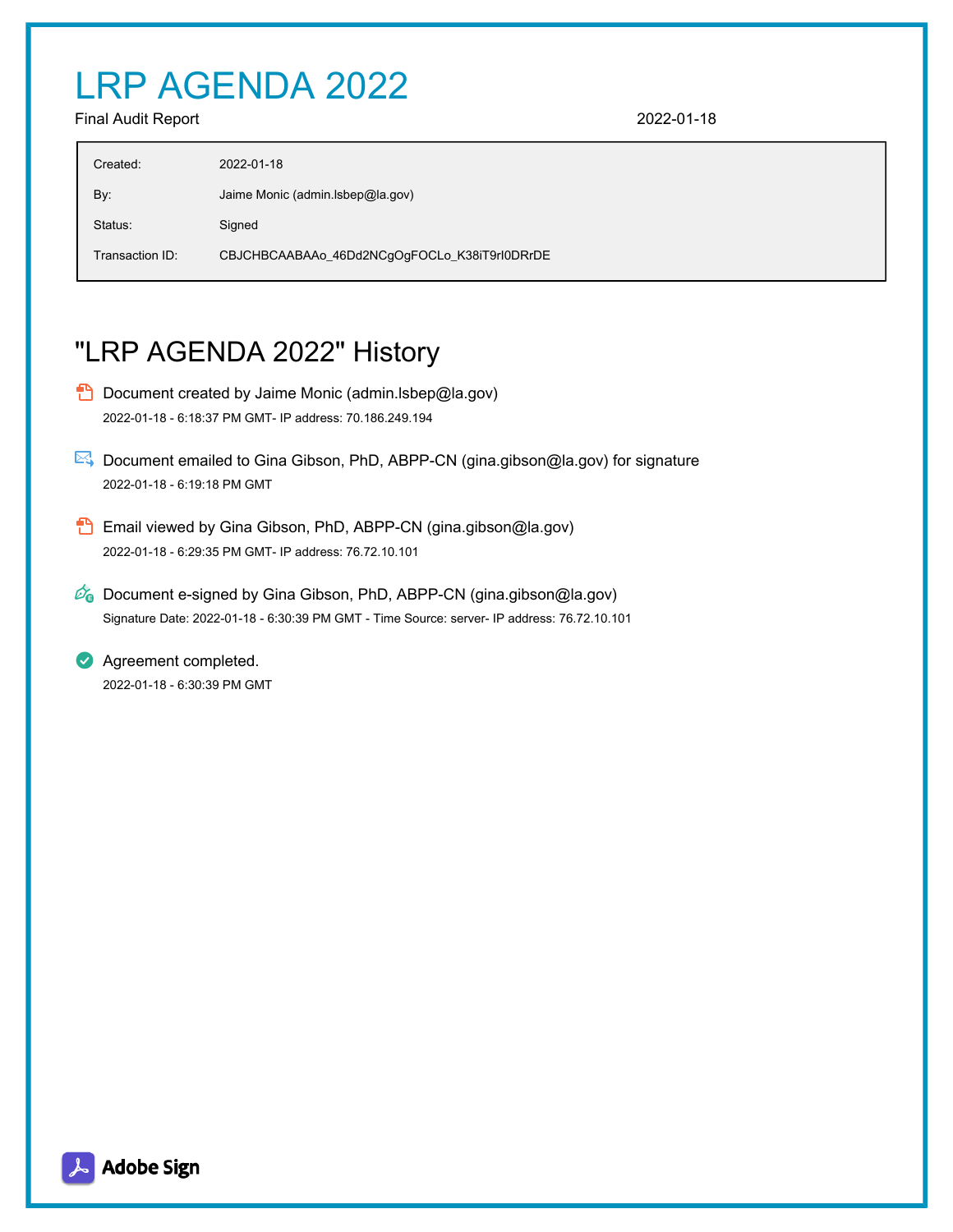# LRP AGENDA 2022

Final Audit Report 2022-01-18

| | |
|---|---|
| Created: | 2022-01-18 |
| By: | Jaime Monic (admin.lsbep@la.gov) |
| Status: | Signed |
| Transaction ID: | CBJCHBCAABAAo_46Dd2NCgOgFOCLo_K38iT9rI0DRrDE |

## "LRP AGENDA 2022" History

- Document created by Jaime Monic (admin.lsbep@la.gov)
  2022-01-18 - 6:18:37 PM GMT- IP address: 70.186.249.194

- Document emailed to Gina Gibson, PhD, ABPP-CN (gina.gibson@la.gov) for signature
  2022-01-18 - 6:19:18 PM GMT

- Email viewed by Gina Gibson, PhD, ABPP-CN (gina.gibson@la.gov)
  2022-01-18 - 6:29:35 PM GMT- IP address: 76.72.10.101

- Document e-signed by Gina Gibson, PhD, ABPP-CN (gina.gibson@la.gov)
  Signature Date: 2022-01-18 - 6:30:39 PM GMT - Time Source: server- IP address: 76.72.10.101

- Agreement completed.
  2022-01-18 - 6:30:39 PM GMT

Adobe Sign